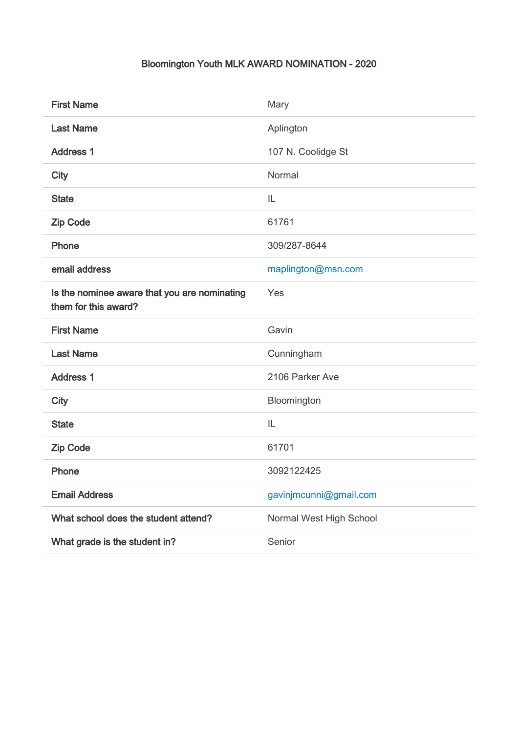# Bloomington Youth MLK AWARD NOMINATION - 2020

| | |
|---|---|
| First Name | Mary |
| Last Name | Aplington |
| Address 1 | 107 N. Coolidge St |
| City | Normal |
| State | IL |
| Zip Code | 61761 |
| Phone | 309/287-8644 |
| email address | maplington@msn.com |
| Is the nominee aware that you are nominating them for this award? | Yes |
| First Name | Gavin |
| Last Name | Cunningham |
| Address 1 | 2106 Parker Ave |
| City | Bloomington |
| State | IL |
| Zip Code | 61701 |
| Phone | 3092122425 |
| Email Address | gavinjmcunni@gmail.com |
| What school does the student attend? | Normal West High School |
| What grade is the student in? | Senior |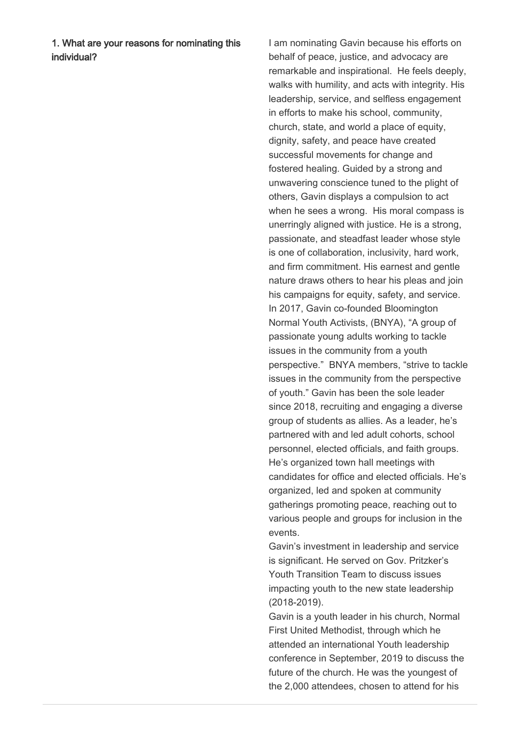**1. What are your reasons for nominating this individual?**

I am nominating Gavin because his efforts on behalf of peace, justice, and advocacy are remarkable and inspirational. He feels deeply, walks with humility, and acts with integrity. His leadership, service, and selfless engagement in efforts to make his school, community, church, state, and world a place of equity, dignity, safety, and peace have created successful movements for change and fostered healing. Guided by a strong and unwavering conscience tuned to the plight of others, Gavin displays a compulsion to act when he sees a wrong. His moral compass is unerringly aligned with justice. He is a strong, passionate, and steadfast leader whose style is one of collaboration, inclusivity, hard work, and firm commitment. His earnest and gentle nature draws others to hear his pleas and join his campaigns for equity, safety, and service. In 2017, Gavin co-founded Bloomington Normal Youth Activists, (BNYA), "A group of passionate young adults working to tackle issues in the community from a youth perspective." BNYA members, "strive to tackle issues in the community from the perspective of youth." Gavin has been the sole leader since 2018, recruiting and engaging a diverse group of students as allies. As a leader, he's partnered with and led adult cohorts, school personnel, elected officials, and faith groups. He's organized town hall meetings with candidates for office and elected officials. He's organized, led and spoken at community gatherings promoting peace, reaching out to various people and groups for inclusion in the events.

Gavin's investment in leadership and service is significant. He served on Gov. Pritzker's Youth Transition Team to discuss issues impacting youth to the new state leadership (2018-2019).

Gavin is a youth leader in his church, Normal First United Methodist, through which he attended an international Youth leadership conference in September, 2019 to discuss the future of the church. He was the youngest of the 2,000 attendees, chosen to attend for his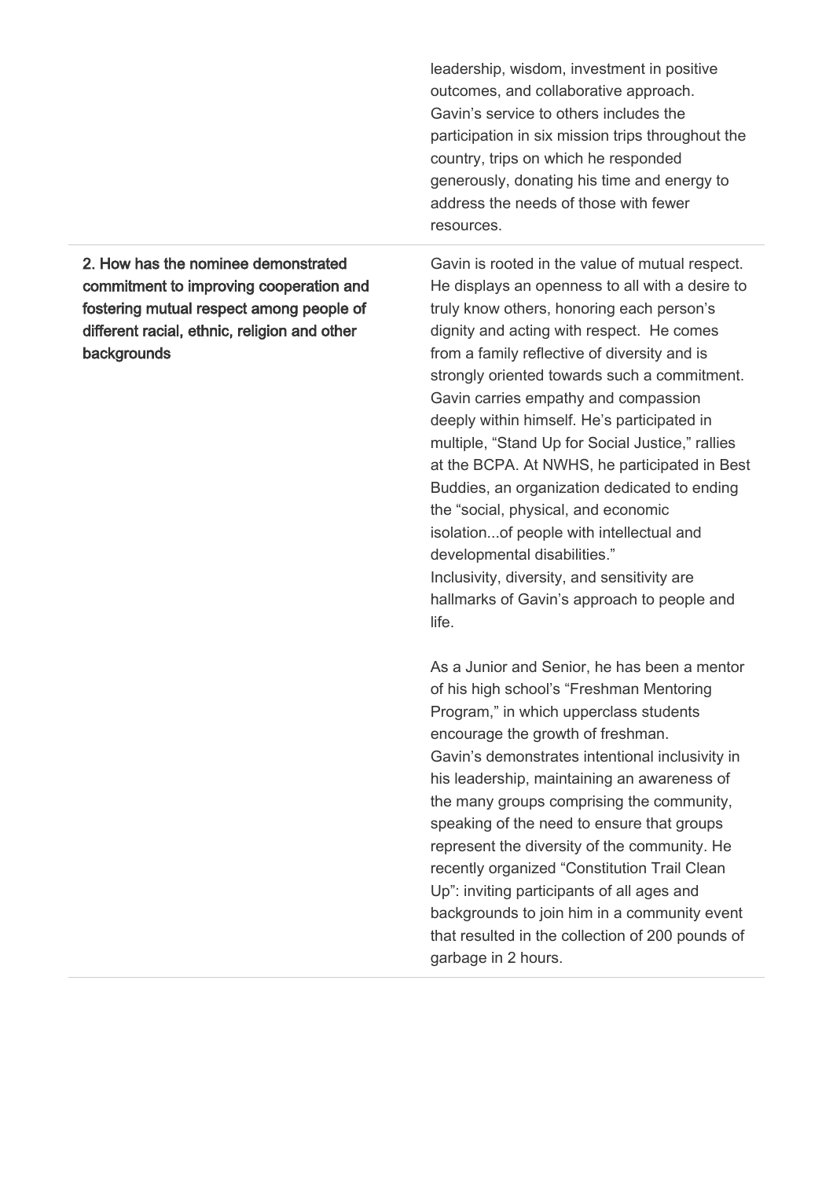| | |
|---|---|
| | leadership, wisdom, investment in positive outcomes, and collaborative approach. Gavin's service to others includes the participation in six mission trips throughout the country, trips on which he responded generously, donating his time and energy to address the needs of those with fewer resources. |
| **2. How has the nominee demonstrated commitment to improving cooperation and fostering mutual respect among people of different racial, ethnic, religion and other backgrounds** | Gavin is rooted in the value of mutual respect. He displays an openness to all with a desire to truly know others, honoring each person's dignity and acting with respect. He comes from a family reflective of diversity and is strongly oriented towards such a commitment. Gavin carries empathy and compassion deeply within himself. He's participated in multiple, "Stand Up for Social Justice," rallies at the BCPA. At NWHS, he participated in Best Buddies, an organization dedicated to ending the "social, physical, and economic isolation...of people with intellectual and developmental disabilities." Inclusivity, diversity, and sensitivity are hallmarks of Gavin's approach to people and life.<br><br>As a Junior and Senior, he has been a mentor of his high school's "Freshman Mentoring Program," in which upperclass students encourage the growth of freshman. Gavin's demonstrates intentional inclusivity in his leadership, maintaining an awareness of the many groups comprising the community, speaking of the need to ensure that groups represent the diversity of the community. He recently organized "Constitution Trail Clean Up": inviting participants of all ages and backgrounds to join him in a community event that resulted in the collection of 200 pounds of garbage in 2 hours. |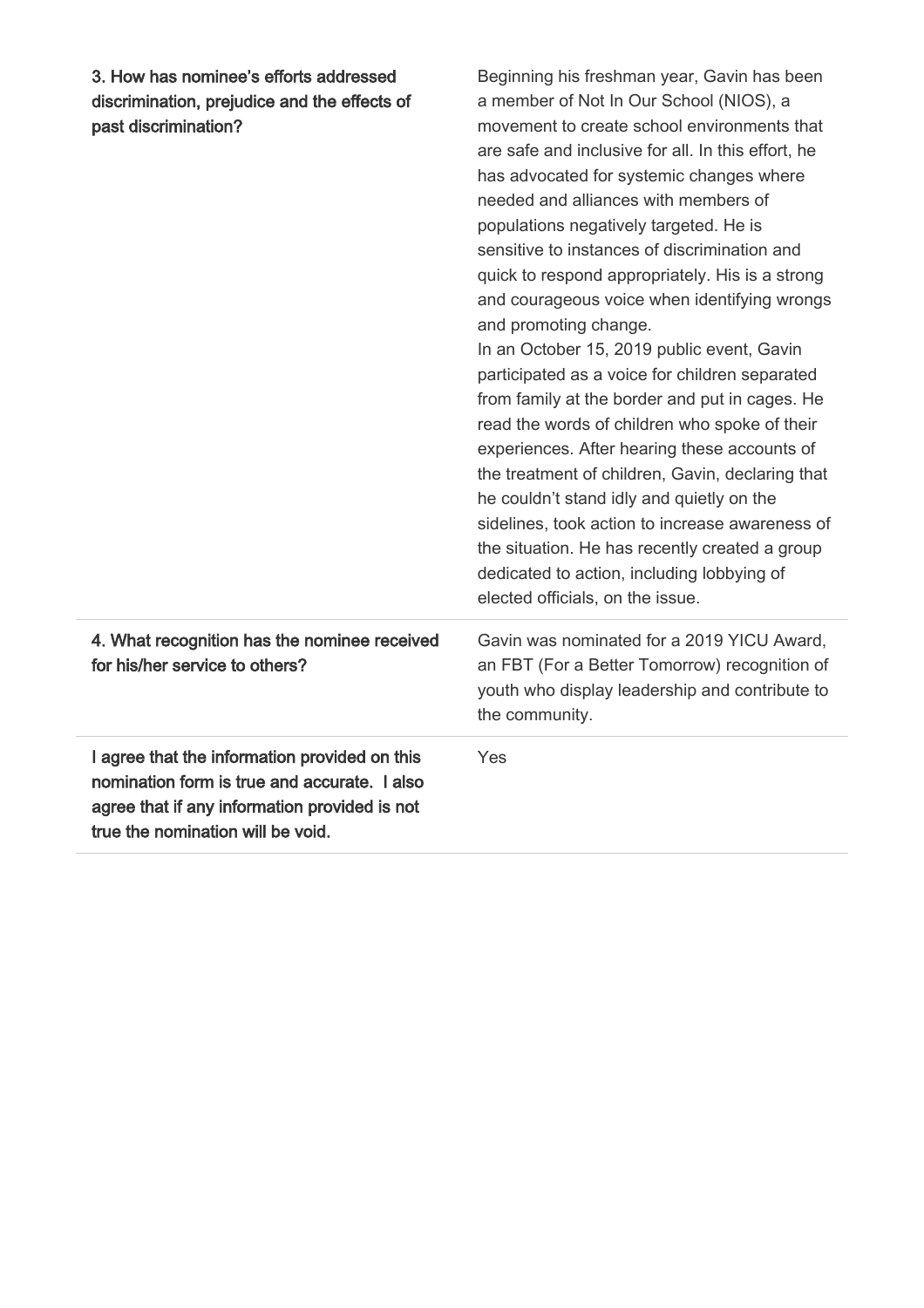| | |
|---|---|
| **3. How has nominee's efforts addressed discrimination, prejudice and the effects of past discrimination?** | Beginning his freshman year, Gavin has been a member of Not In Our School (NIOS), a movement to create school environments that are safe and inclusive for all. In this effort, he has advocated for systemic changes where needed and alliances with members of populations negatively targeted. He is sensitive to instances of discrimination and quick to respond appropriately. His is a strong and courageous voice when identifying wrongs and promoting change.<br>In an October 15, 2019 public event, Gavin participated as a voice for children separated from family at the border and put in cages. He read the words of children who spoke of their experiences. After hearing these accounts of the treatment of children, Gavin, declaring that he couldn't stand idly and quietly on the sidelines, took action to increase awareness of the situation. He has recently created a group dedicated to action, including lobbying of elected officials, on the issue. |
| **4. What recognition has the nominee received for his/her service to others?** | Gavin was nominated for a 2019 YICU Award, an FBT (For a Better Tomorrow) recognition of youth who display leadership and contribute to the community. |
| **I agree that the information provided on this nomination form is true and accurate. I also agree that if any information provided is not true the nomination will be void.** | Yes |